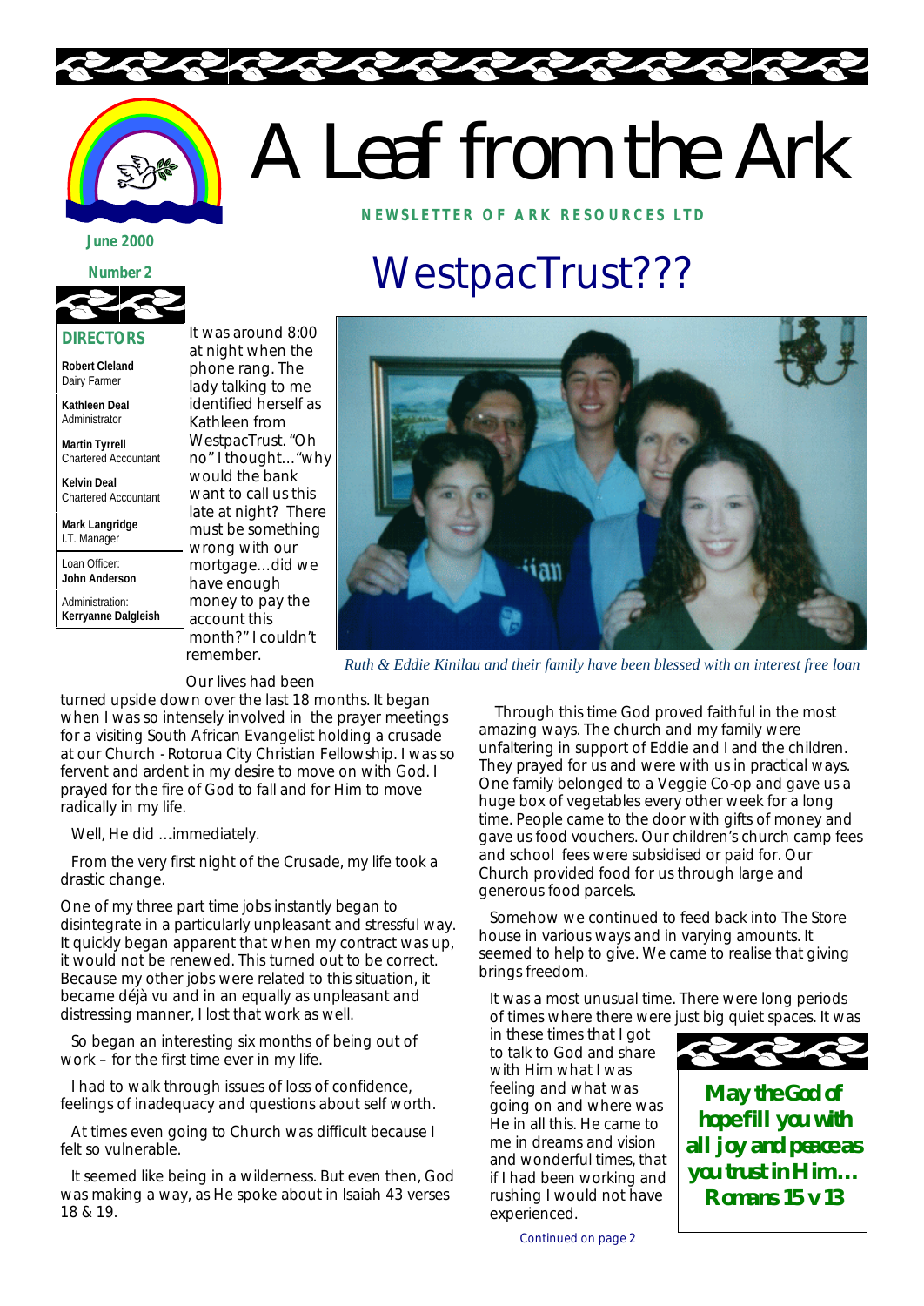# A Leaf from the Ark

**NEWSLETTER OF ARK RESOURCES LTD**

**June 2000**

**Number 2**

**DIRECTORS**

**Robert Cleland**
Dairy Farmer

**Kathleen Deal**
Administrator

**Martin Tyrrell**
Chartered Accountant

**Kelvin Deal**
Chartered Accountant

**Mark Langridge**
I.T. Manager

Loan Officer:
**John Anderson**

Administration:
**Kerryanne Dalgleish**

## WestpacTrust???

It was around 8:00 at night when the phone rang. The lady talking to me identified herself as Kathleen from WestpacTrust. "Oh no" I thought…"why would the bank want to call us this late at night? There must be something wrong with our mortgage…did we have enough money to pay the account this month?" I couldn't remember.

*Ruth & Eddie Kinilau and their family have been blessed with an interest free loan*

Our lives had been turned upside down over the last 18 months. It began when I was so intensely involved in the prayer meetings for a visiting South African Evangelist holding a crusade at our Church - Rotorua City Christian Fellowship. I was so fervent and ardent in my desire to move on with God. I prayed for the fire of God to fall and for Him to move radically in my life.

Well, He did …immediately.

From the very first night of the Crusade, my life took a drastic change.

One of my three part time jobs instantly began to disintegrate in a particularly unpleasant and stressful way. It quickly began apparent that when my contract was up, it would not be renewed. This turned out to be correct. Because my other jobs were related to this situation, it became déjà vu and in an equally as unpleasant and distressing manner, I lost that work as well.

So began an interesting six months of being out of work – for the first time ever in my life.

I had to walk through issues of loss of confidence, feelings of inadequacy and questions about self worth.

At times even going to Church was difficult because I felt so vulnerable.

It seemed like being in a wilderness. But even then, God was making a way, as He spoke about in Isaiah 43 verses 18 & 19.

Through this time God proved faithful in the most amazing ways. The church and my family were unfaltering in support of Eddie and I and the children. They prayed for us and were with us in practical ways. One family belonged to a Veggie Co-op and gave us a huge box of vegetables every other week for a long time. People came to the door with gifts of money and gave us food vouchers. Our children's church camp fees and school fees were subsidised or paid for. Our Church provided food for us through large and generous food parcels.

Somehow we continued to feed back into The Store house in various ways and in varying amounts. It seemed to help to give. We came to realise that giving brings freedom.

It was a most unusual time. There were long periods of times where there were just big quiet spaces. It was in these times that I got to talk to God and share with Him what I was feeling and what was going on and where was He in all this. He came to me in dreams and vision and wonderful times, that if I had been working and rushing I would not have experienced.

Continued on page 2

**May the God of hope fill you with all joy and peace as you trust in Him… Romans 15 v 13**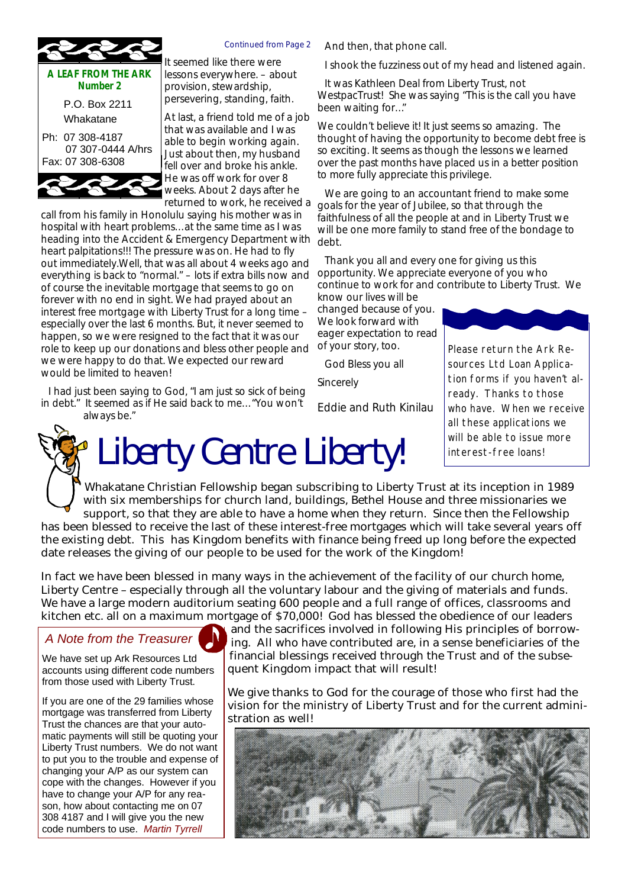**A LEAF FROM THE ARK**
**Number 2**

P.O. Box 2211
Whakatane

Ph: 07 308-4187
07 307-0444 A/hrs
Fax: 07 308-6308

Continued from Page 2

It seemed like there were lessons everywhere. – about provision, stewardship, persevering, standing, faith.

At last, a friend told me of a job that was available and I was able to begin working again. Just about then, my husband fell over and broke his ankle. He was off work for over 8 weeks. About 2 days after he returned to work, he received a call from his family in Honolulu saying his mother was in hospital with heart problems…at the same time as I was heading into the Accident & Emergency Department with heart palpitations!!! The pressure was on. He had to fly out immediately.Well, that was all about 4 weeks ago and everything is back to "normal." – lots if extra bills now and of course the inevitable mortgage that seems to go on forever with no end in sight. We had prayed about an interest free mortgage with Liberty Trust for a long time – especially over the last 6 months. But, it never seemed to happen, so we were resigned to the fact that it was our role to keep up our donations and bless other people and we were happy to do that. We expected our reward would be limited to heaven!

I had just been saying to God, "I am just so sick of being in debt." It seemed as if He said back to me…"You won't always be."

And then, that phone call.

I shook the fuzziness out of my head and listened again.

It was Kathleen Deal from Liberty Trust, not WestpacTrust! She was saying "This is the call you have been waiting for…"

We couldn't believe it! It just seems so amazing. The thought of having the opportunity to become debt free is so exciting. It seems as though the lessons we learned over the past months have placed us in a better position to more fully appreciate this privilege.

We are going to an accountant friend to make some goals for the year of Jubilee, so that through the faithfulness of all the people at and in Liberty Trust we will be one more family to stand free of the bondage to debt.

Thank you all and every one for giving us this opportunity. We appreciate everyone of you who continue to work for and contribute to Liberty Trust. We know our lives will be changed because of you. We look forward with eager expectation to read of your story, too.

God Bless you all

Sincerely

Eddie and Ruth Kinilau

*Please return the Ark Resources Ltd Loan Application forms if you haven't already. Thanks to those who have. When we receive all these applications we will be able to issue more interest-free loans!*

# Liberty Centre Liberty!

Whakatane Christian Fellowship began subscribing to Liberty Trust at its inception in 1989 with six memberships for church land, buildings, Bethel House and three missionaries we support, so that they are able to have a home when they return. Since then the Fellowship has been blessed to receive the last of these interest-free mortgages which will take several years off the existing debt. This has Kingdom benefits with finance being freed up long before the expected date releases the giving of our people to be used for the work of the Kingdom!

In fact we have been blessed in many ways in the achievement of the facility of our church home, Liberty Centre – especially through all the voluntary labour and the giving of materials and funds. We have a large modern auditorium seating 600 people and a full range of offices, classrooms and kitchen etc. all on a maximum mortgage of $70,000! God has blessed the obedience of our leaders and the sacrifices involved in following His principles of borrowing. All who have contributed are, in a sense beneficiaries of the financial blessings received through the Trust and of the subsequent Kingdom impact that will result!

We give thanks to God for the courage of those who first had the vision for the ministry of Liberty Trust and for the current administration as well!

## A Note from the Treasurer

We have set up Ark Resources Ltd accounts using different code numbers from those used with Liberty Trust.

If you are one of the 29 families whose mortgage was transferred from Liberty Trust the chances are that your automatic payments will still be quoting your Liberty Trust numbers. We do not want to put you to the trouble and expense of changing your A/P as our system can cope with the changes. However if you have to change your A/P for any reason, how about contacting me on 07 308 4187 and I will give you the new code numbers to use. *Martin Tyrrell*